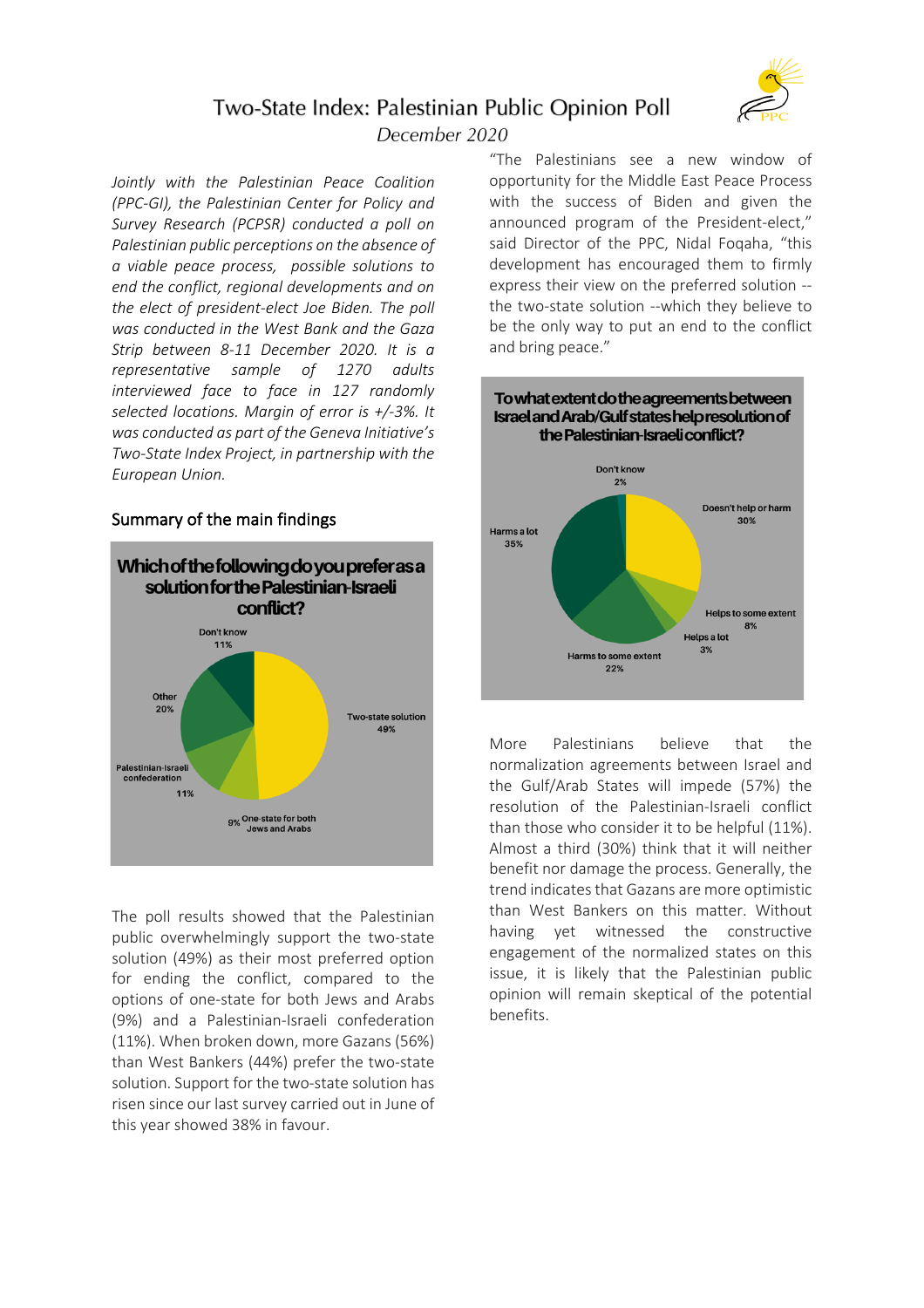# Two-State Index: Palestinian Public Opinion Poll

*December 2020*

*Jointly with the Palestinian Peace Coalition (PPC-GI), the Palestinian Center for Policy and Survey Research (PCPSR) conducted a poll on Palestinian public perceptions on the absence of a viable peace process, possible solutions to end the conflict, regional developments and on the elect of president-elect Joe Biden. The poll was conducted in the West Bank and the Gaza Strip between 8-11 December 2020. It is a representative sample of 1270 adults interviewed face to face in 127 randomly selected locations. Margin of error is +/-3%. It was conducted as part of the Geneva Initiative's Two-State Index Project, in partnership with the European Union.*

## Summary of the main findings

**Which of the following do you prefer as a solution for the Palestinian-Israeli conflict?**

| Option | % |
|---|---|
| Two-state solution | 49% |
| One-state for both Jews and Arabs | 9% |
| Palestinian-Israeli confederation | 11% |
| Other | 20% |
| Don't know | 11% |

The poll results showed that the Palestinian public overwhelmingly support the two-state solution (49%) as their most preferred option for ending the conflict, compared to the options of one-state for both Jews and Arabs (9%) and a Palestinian-Israeli confederation (11%). When broken down, more Gazans (56%) than West Bankers (44%) prefer the two-state solution. Support for the two-state solution has risen since our last survey carried out in June of this year showed 38% in favour.

"The Palestinians see a new window of opportunity for the Middle East Peace Process with the success of Biden and given the announced program of the President-elect," said Director of the PPC, Nidal Foqaha, "this development has encouraged them to firmly express their view on the preferred solution -- the two-state solution --which they believe to be the only way to put an end to the conflict and bring peace."

**To what extent do the agreements between Israel and Arab/Gulf states help resolution of the Palestinian-Israeli conflict?**

| Response | % |
|---|---|
| Doesn't help or harm | 30% |
| Helps to some extent | 8% |
| Helps a lot | 3% |
| Harms to some extent | 22% |
| Harms a lot | 35% |
| Don't know | 2% |

More Palestinians believe that the normalization agreements between Israel and the Gulf/Arab States will impede (57%) the resolution of the Palestinian-Israeli conflict than those who consider it to be helpful (11%). Almost a third (30%) think that it will neither benefit nor damage the process. Generally, the trend indicates that Gazans are more optimistic than West Bankers on this matter. Without having yet witnessed the constructive engagement of the normalized states on this issue, it is likely that the Palestinian public opinion will remain skeptical of the potential benefits.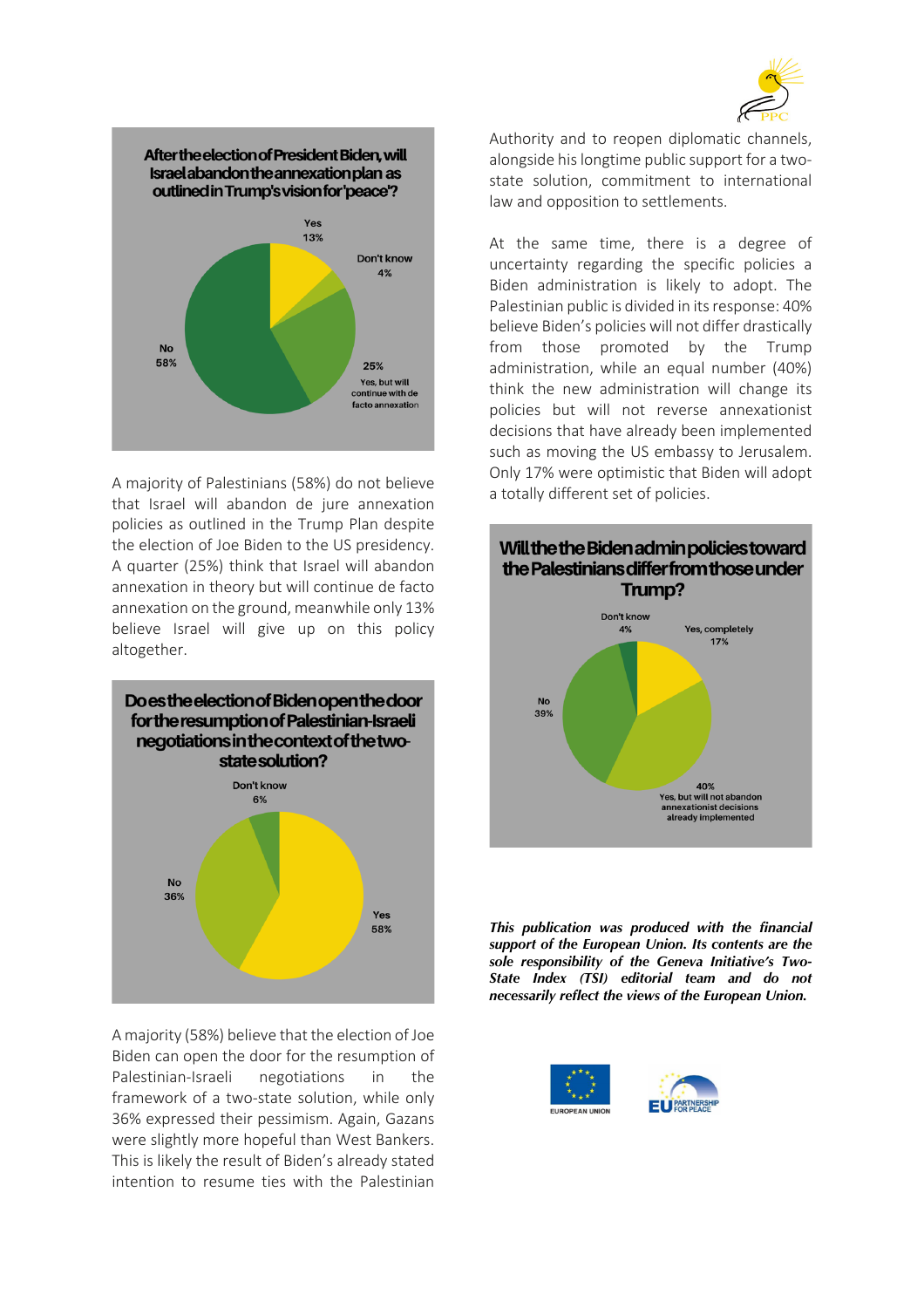**After the election of President Biden, will Israel abandon the annexation plan as outlined in Trump's vision for 'peace'?**

Yes 13%
Don't know 4%
25% Yes, but will continue with de facto annexation
No 58%

A majority of Palestinians (58%) do not believe that Israel will abandon de jure annexation policies as outlined in the Trump Plan despite the election of Joe Biden to the US presidency. A quarter (25%) think that Israel will abandon annexation in theory but will continue de facto annexation on the ground, meanwhile only 13% believe Israel will give up on this policy altogether.

**Does the election of Biden open the door for the resumption of Palestinian-Israeli negotiations in the context of the two-state solution?**

Don't know 6%
No 36%
Yes 58%

A majority (58%) believe that the election of Joe Biden can open the door for the resumption of Palestinian-Israeli negotiations in the framework of a two-state solution, while only 36% expressed their pessimism. Again, Gazans were slightly more hopeful than West Bankers. This is likely the result of Biden's already stated intention to resume ties with the Palestinian Authority and to reopen diplomatic channels, alongside his longtime public support for a two-state solution, commitment to international law and opposition to settlements.

At the same time, there is a degree of uncertainty regarding the specific policies a Biden administration is likely to adopt. The Palestinian public is divided in its response: 40% believe Biden's policies will not differ drastically from those promoted by the Trump administration, while an equal number (40%) think the new administration will change its policies but will not reverse annexationist decisions that have already been implemented such as moving the US embassy to Jerusalem. Only 17% were optimistic that Biden will adopt a totally different set of policies.

**Will the the Biden admin policies toward the Palestinians differ from those under Trump?**

Don't know 4%
Yes, completely 17%
No 39%
40% Yes, but will not abandon annexationist decisions already implemented

***This publication was produced with the financial support of the European Union. Its contents are the sole responsibility of the Geneva Initiative's Two-State Index (TSI) editorial team and do not necessarily reflect the views of the European Union.***

EUROPEAN UNION

EU PARTNERSHIP FOR PEACE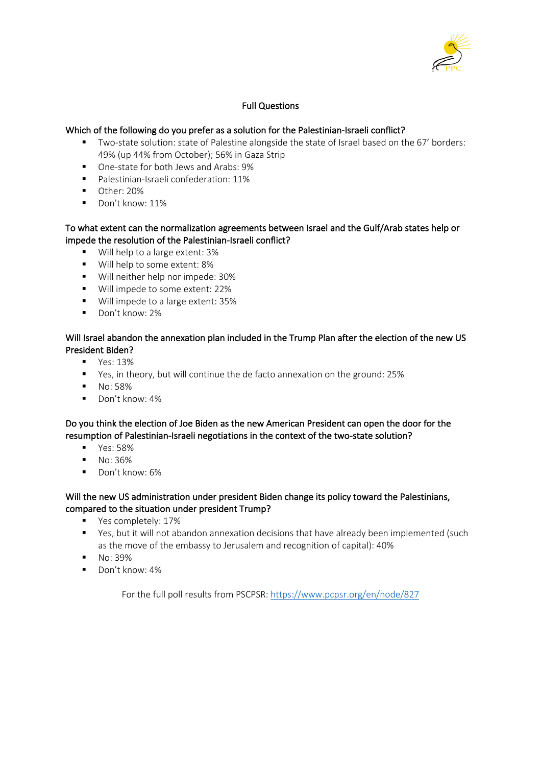## Full Questions

**Which of the following do you prefer as a solution for the Palestinian-Israeli conflict?**

- Two-state solution: state of Palestine alongside the state of Israel based on the 67' borders: 49% (up 44% from October); 56% in Gaza Strip
- One-state for both Jews and Arabs: 9%
- Palestinian-Israeli confederation: 11%
- Other: 20%
- Don't know: 11%

**To what extent can the normalization agreements between Israel and the Gulf/Arab states help or impede the resolution of the Palestinian-Israeli conflict?**

- Will help to a large extent: 3%
- Will help to some extent: 8%
- Will neither help nor impede: 30%
- Will impede to some extent: 22%
- Will impede to a large extent: 35%
- Don't know: 2%

**Will Israel abandon the annexation plan included in the Trump Plan after the election of the new US President Biden?**

- Yes: 13%
- Yes, in theory, but will continue the de facto annexation on the ground: 25%
- No: 58%
- Don't know: 4%

**Do you think the election of Joe Biden as the new American President can open the door for the resumption of Palestinian-Israeli negotiations in the context of the two-state solution?**

- Yes: 58%
- No: 36%
- Don't know: 6%

**Will the new US administration under president Biden change its policy toward the Palestinians, compared to the situation under president Trump?**

- Yes completely: 17%
- Yes, but it will not abandon annexation decisions that have already been implemented (such as the move of the embassy to Jerusalem and recognition of capital): 40%
- No: 39%
- Don't know: 4%

For the full poll results from PSCPSR: https://www.pcpsr.org/en/node/827